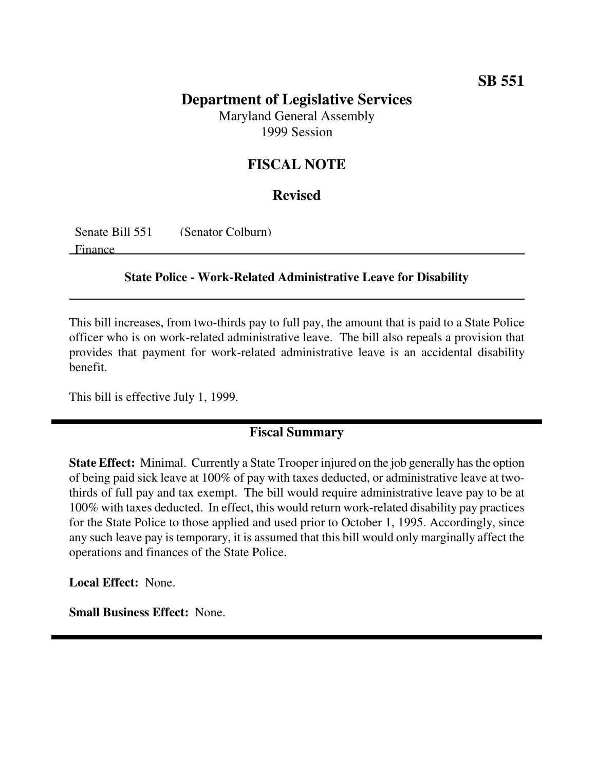**SB 551**

# Department of Legislative Services

Maryland General Assembly
1999 Session

## FISCAL NOTE

### Revised

Senate Bill 551 (Senator Colburn)
Finance

**State Police - Work-Related Administrative Leave for Disability**

This bill increases, from two-thirds pay to full pay, the amount that is paid to a State Police officer who is on work-related administrative leave. The bill also repeals a provision that provides that payment for work-related administrative leave is an accidental disability benefit.

This bill is effective July 1, 1999.

## Fiscal Summary

**State Effect:** Minimal. Currently a State Trooper injured on the job generally has the option of being paid sick leave at 100% of pay with taxes deducted, or administrative leave at two-thirds of full pay and tax exempt. The bill would require administrative leave pay to be at 100% with taxes deducted. In effect, this would return work-related disability pay practices for the State Police to those applied and used prior to October 1, 1995. Accordingly, since any such leave pay is temporary, it is assumed that this bill would only marginally affect the operations and finances of the State Police.

**Local Effect:** None.

**Small Business Effect:** None.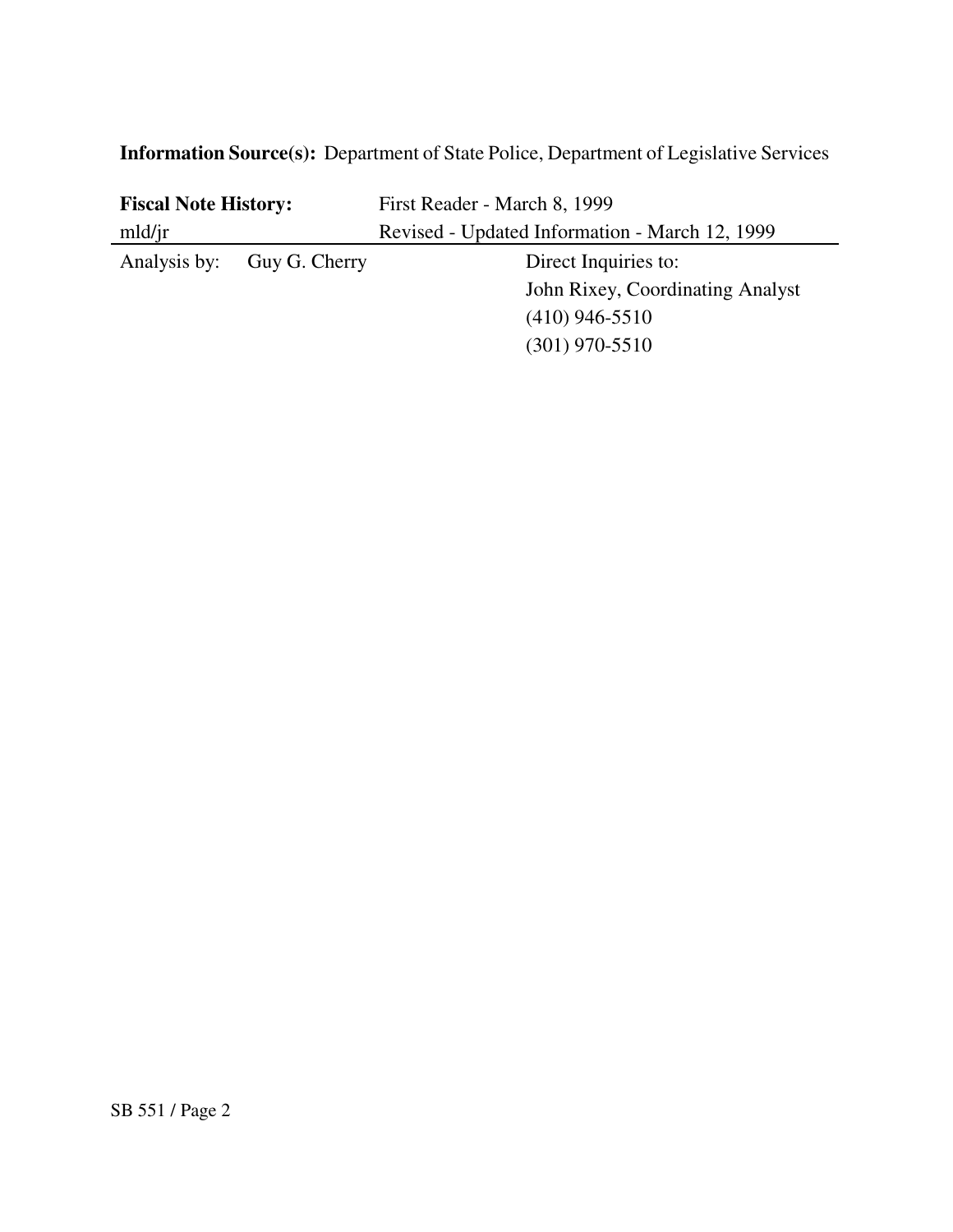**Information Source(s):** Department of State Police, Department of Legislative Services

**Fiscal Note History:** First Reader - March 8, 1999
mld/jr Revised - Updated Information - March 12, 1999

Analysis by: Guy G. Cherry

Direct Inquiries to:
John Rixey, Coordinating Analyst
(410) 946-5510
(301) 970-5510